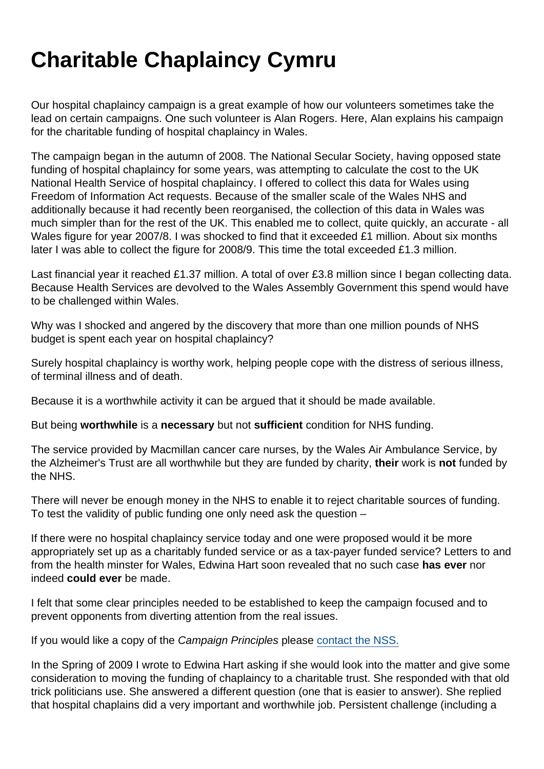# Charitable Chaplaincy Cymru

Our hospital chaplaincy campaign is a great example of how our volunteers sometimes take the lead on certain campaigns. One such volunteer is Alan Rogers. Here, Alan explains his campaign for the charitable funding of hospital chaplaincy in Wales.

The campaign began in the autumn of 2008. The National Secular Society, having opposed state funding of hospital chaplaincy for some years, was attempting to calculate the cost to the UK National Health Service of hospital chaplaincy. I offered to collect this data for Wales using Freedom of Information Act requests. Because of the smaller scale of the Wales NHS and additionally because it had recently been reorganised, the collection of this data in Wales was much simpler than for the rest of the UK. This enabled me to collect, quite quickly, an accurate - all Wales figure for year 2007/8. I was shocked to find that it exceeded £1 million. About six months later I was able to collect the figure for 2008/9. This time the total exceeded £1.3 million.

Last financial year it reached £1.37 million. A total of over £3.8 million since I began collecting data. Because Health Services are devolved to the Wales Assembly Government this spend would have to be challenged within Wales.

Why was I shocked and angered by the discovery that more than one million pounds of NHS budget is spent each year on hospital chaplaincy?

Surely hospital chaplaincy is worthy work, helping people cope with the distress of serious illness, of terminal illness and of death.

Because it is a worthwhile activity it can be argued that it should be made available.

But being **worthwhile** is a **necessary** but not **sufficient** condition for NHS funding.

The service provided by Macmillan cancer care nurses, by the Wales Air Ambulance Service, by the Alzheimer's Trust are all worthwhile but they are funded by charity, **their** work is **not** funded by the NHS.

There will never be enough money in the NHS to enable it to reject charitable sources of funding. To test the validity of public funding one only need ask the question –

If there were no hospital chaplaincy service today and one were proposed would it be more appropriately set up as a charitably funded service or as a tax-payer funded service? Letters to and from the health minster for Wales, Edwina Hart soon revealed that no such case **has ever** nor indeed **could ever** be made.

I felt that some clear principles needed to be established to keep the campaign focused and to prevent opponents from diverting attention from the real issues.

If you would like a copy of the *Campaign Principles* please [contact the NSS.]()

In the Spring of 2009 I wrote to Edwina Hart asking if she would look into the matter and give some consideration to moving the funding of chaplaincy to a charitable trust. She responded with that old trick politicians use. She answered a different question (one that is easier to answer). She replied that hospital chaplains did a very important and worthwhile job. Persistent challenge (including a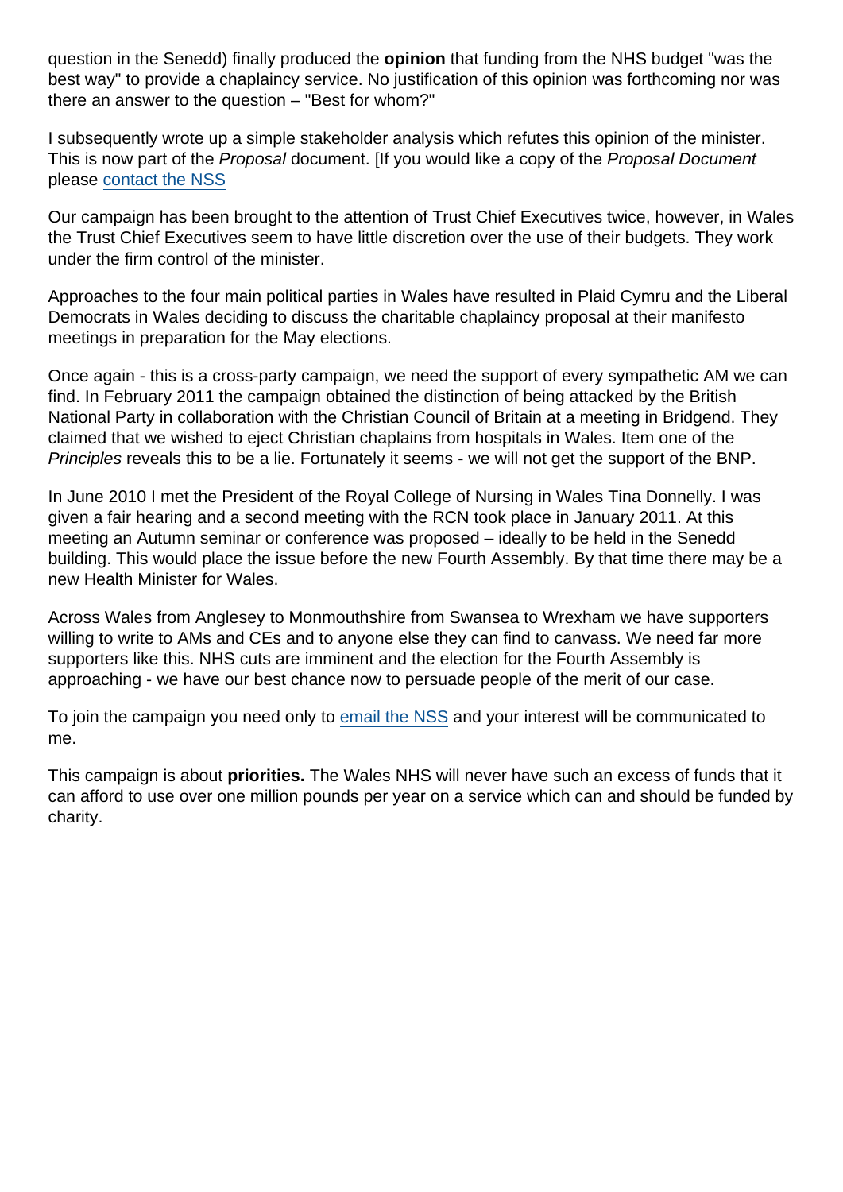question in the Senedd) finally produced the **opinion** that funding from the NHS budget "was the best way" to provide a chaplaincy service. No justification of this opinion was forthcoming nor was there an answer to the question – "Best for whom?"

I subsequently wrote up a simple stakeholder analysis which refutes this opinion of the minister. This is now part of the *Proposal* document. [If you would like a copy of the *Proposal Document* please contact the NSS

Our campaign has been brought to the attention of Trust Chief Executives twice, however, in Wales the Trust Chief Executives seem to have little discretion over the use of their budgets. They work under the firm control of the minister.

Approaches to the four main political parties in Wales have resulted in Plaid Cymru and the Liberal Democrats in Wales deciding to discuss the charitable chaplaincy proposal at their manifesto meetings in preparation for the May elections.

Once again - this is a cross-party campaign, we need the support of every sympathetic AM we can find. In February 2011 the campaign obtained the distinction of being attacked by the British National Party in collaboration with the Christian Council of Britain at a meeting in Bridgend. They claimed that we wished to eject Christian chaplains from hospitals in Wales. Item one of the *Principles* reveals this to be a lie. Fortunately it seems - we will not get the support of the BNP.

In June 2010 I met the President of the Royal College of Nursing in Wales Tina Donnelly. I was given a fair hearing and a second meeting with the RCN took place in January 2011. At this meeting an Autumn seminar or conference was proposed – ideally to be held in the Senedd building. This would place the issue before the new Fourth Assembly. By that time there may be a new Health Minister for Wales.

Across Wales from Anglesey to Monmouthshire from Swansea to Wrexham we have supporters willing to write to AMs and CEs and to anyone else they can find to canvass. We need far more supporters like this. NHS cuts are imminent and the election for the Fourth Assembly is approaching - we have our best chance now to persuade people of the merit of our case.

To join the campaign you need only to email the NSS and your interest will be communicated to me.

This campaign is about **priorities.** The Wales NHS will never have such an excess of funds that it can afford to use over one million pounds per year on a service which can and should be funded by charity.